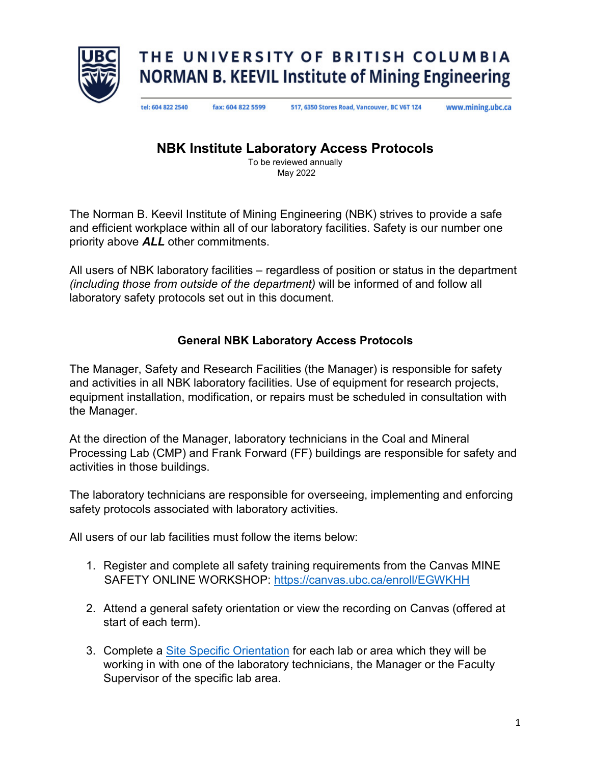THE UNIVERSITY OF BRITISH COLUMBIA
NORMAN B. KEEVIL Institute of Mining Engineering

tel: 604 822 2540 fax: 604 822 5599 517, 6350 Stores Road, Vancouver, BC V6T 1Z4 www.mining.ubc.ca

# NBK Institute Laboratory Access Protocols

To be reviewed annually
May 2022

The Norman B. Keevil Institute of Mining Engineering (NBK) strives to provide a safe and efficient workplace within all of our laboratory facilities. Safety is our number one priority above ***ALL*** other commitments.

All users of NBK laboratory facilities – regardless of position or status in the department *(including those from outside of the department)* will be informed of and follow all laboratory safety protocols set out in this document.

## General NBK Laboratory Access Protocols

The Manager, Safety and Research Facilities (the Manager) is responsible for safety and activities in all NBK laboratory facilities. Use of equipment for research projects, equipment installation, modification, or repairs must be scheduled in consultation with the Manager.

At the direction of the Manager, laboratory technicians in the Coal and Mineral Processing Lab (CMP) and Frank Forward (FF) buildings are responsible for safety and activities in those buildings.

The laboratory technicians are responsible for overseeing, implementing and enforcing safety protocols associated with laboratory activities.

All users of our lab facilities must follow the items below:

1. Register and complete all safety training requirements from the Canvas MINE SAFETY ONLINE WORKSHOP: https://canvas.ubc.ca/enroll/EGWKHH
2. Attend a general safety orientation or view the recording on Canvas (offered at start of each term).
3. Complete a Site Specific Orientation for each lab or area which they will be working in with one of the laboratory technicians, the Manager or the Faculty Supervisor of the specific lab area.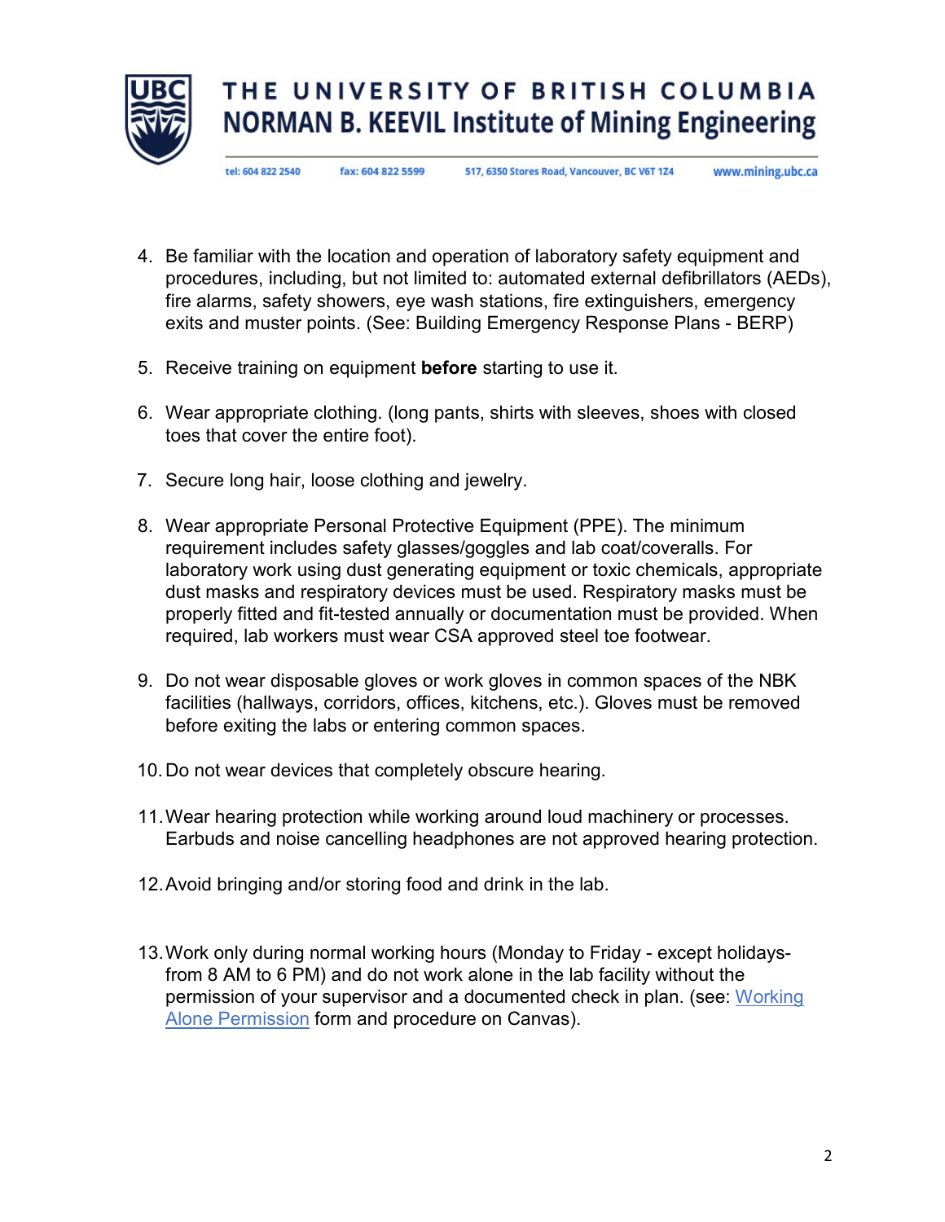4. Be familiar with the location and operation of laboratory safety equipment and procedures, including, but not limited to: automated external defibrillators (AEDs), fire alarms, safety showers, eye wash stations, fire extinguishers, emergency exits and muster points. (See: Building Emergency Response Plans - BERP)

5. Receive training on equipment **before** starting to use it.

6. Wear appropriate clothing. (long pants, shirts with sleeves, shoes with closed toes that cover the entire foot).

7. Secure long hair, loose clothing and jewelry.

8. Wear appropriate Personal Protective Equipment (PPE). The minimum requirement includes safety glasses/goggles and lab coat/coveralls. For laboratory work using dust generating equipment or toxic chemicals, appropriate dust masks and respiratory devices must be used. Respiratory masks must be properly fitted and fit-tested annually or documentation must be provided. When required, lab workers must wear CSA approved steel toe footwear.

9. Do not wear disposable gloves or work gloves in common spaces of the NBK facilities (hallways, corridors, offices, kitchens, etc.). Gloves must be removed before exiting the labs or entering common spaces.

10. Do not wear devices that completely obscure hearing.

11. Wear hearing protection while working around loud machinery or processes. Earbuds and noise cancelling headphones are not approved hearing protection.

12. Avoid bringing and/or storing food and drink in the lab.

13. Work only during normal working hours (Monday to Friday - except holidays- from 8 AM to 6 PM) and do not work alone in the lab facility without the permission of your supervisor and a documented check in plan. (see: Working Alone Permission form and procedure on Canvas).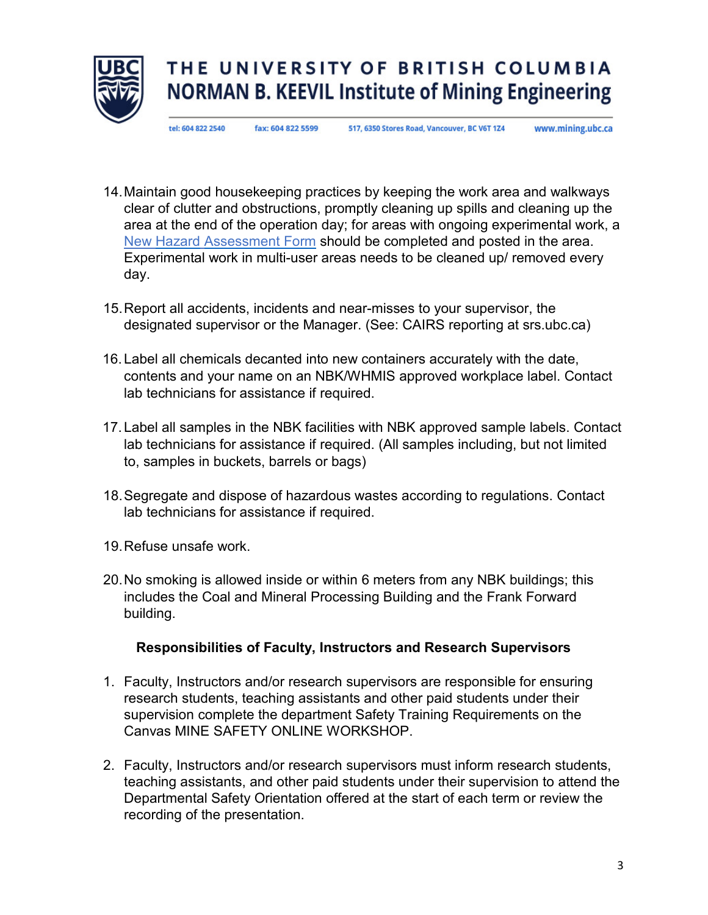14. Maintain good housekeeping practices by keeping the work area and walkways clear of clutter and obstructions, promptly cleaning up spills and cleaning up the area at the end of the operation day; for areas with ongoing experimental work, a New Hazard Assessment Form should be completed and posted in the area. Experimental work in multi-user areas needs to be cleaned up/ removed every day.

15. Report all accidents, incidents and near-misses to your supervisor, the designated supervisor or the Manager. (See: CAIRS reporting at srs.ubc.ca)

16. Label all chemicals decanted into new containers accurately with the date, contents and your name on an NBK/WHMIS approved workplace label. Contact lab technicians for assistance if required.

17. Label all samples in the NBK facilities with NBK approved sample labels. Contact lab technicians for assistance if required. (All samples including, but not limited to, samples in buckets, barrels or bags)

18. Segregate and dispose of hazardous wastes according to regulations. Contact lab technicians for assistance if required.

19. Refuse unsafe work.

20. No smoking is allowed inside or within 6 meters from any NBK buildings; this includes the Coal and Mineral Processing Building and the Frank Forward building.

**Responsibilities of Faculty, Instructors and Research Supervisors**

1. Faculty, Instructors and/or research supervisors are responsible for ensuring research students, teaching assistants and other paid students under their supervision complete the department Safety Training Requirements on the Canvas MINE SAFETY ONLINE WORKSHOP.

2. Faculty, Instructors and/or research supervisors must inform research students, teaching assistants, and other paid students under their supervision to attend the Departmental Safety Orientation offered at the start of each term or review the recording of the presentation.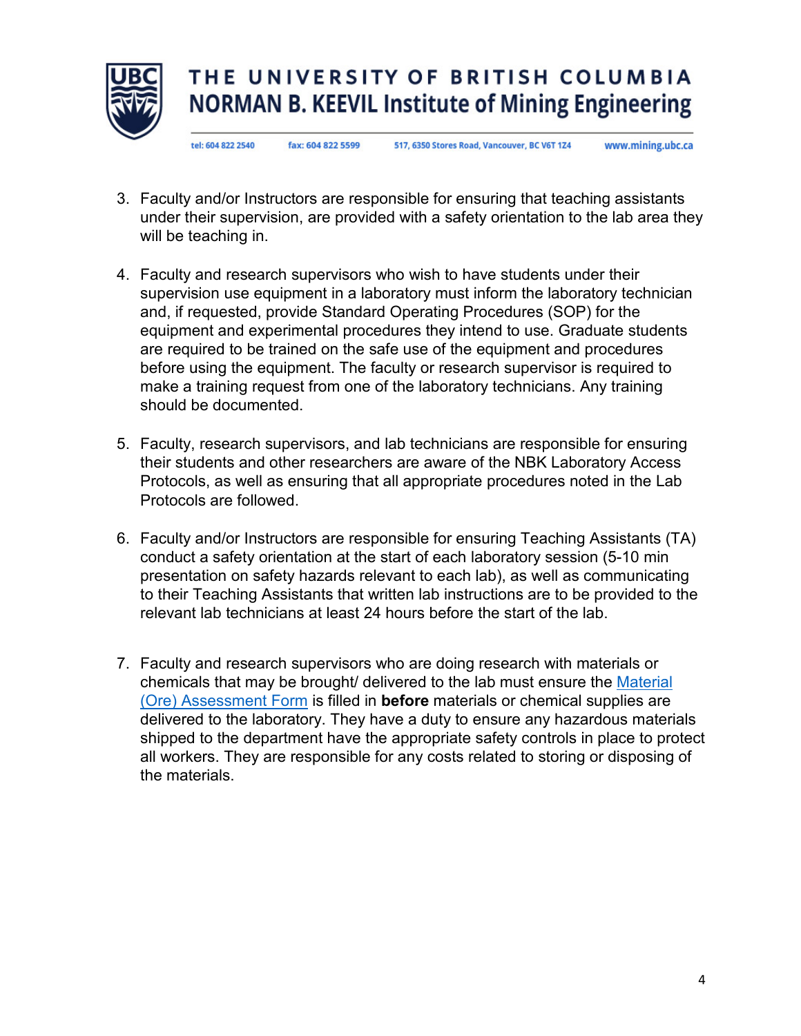3. Faculty and/or Instructors are responsible for ensuring that teaching assistants under their supervision, are provided with a safety orientation to the lab area they will be teaching in.

4. Faculty and research supervisors who wish to have students under their supervision use equipment in a laboratory must inform the laboratory technician and, if requested, provide Standard Operating Procedures (SOP) for the equipment and experimental procedures they intend to use. Graduate students are required to be trained on the safe use of the equipment and procedures before using the equipment. The faculty or research supervisor is required to make a training request from one of the laboratory technicians. Any training should be documented.

5. Faculty, research supervisors, and lab technicians are responsible for ensuring their students and other researchers are aware of the NBK Laboratory Access Protocols, as well as ensuring that all appropriate procedures noted in the Lab Protocols are followed.

6. Faculty and/or Instructors are responsible for ensuring Teaching Assistants (TA) conduct a safety orientation at the start of each laboratory session (5-10 min presentation on safety hazards relevant to each lab), as well as communicating to their Teaching Assistants that written lab instructions are to be provided to the relevant lab technicians at least 24 hours before the start of the lab.

7. Faculty and research supervisors who are doing research with materials or chemicals that may be brought/ delivered to the lab must ensure the Material (Ore) Assessment Form is filled in **before** materials or chemical supplies are delivered to the laboratory. They have a duty to ensure any hazardous materials shipped to the department have the appropriate safety controls in place to protect all workers. They are responsible for any costs related to storing or disposing of the materials.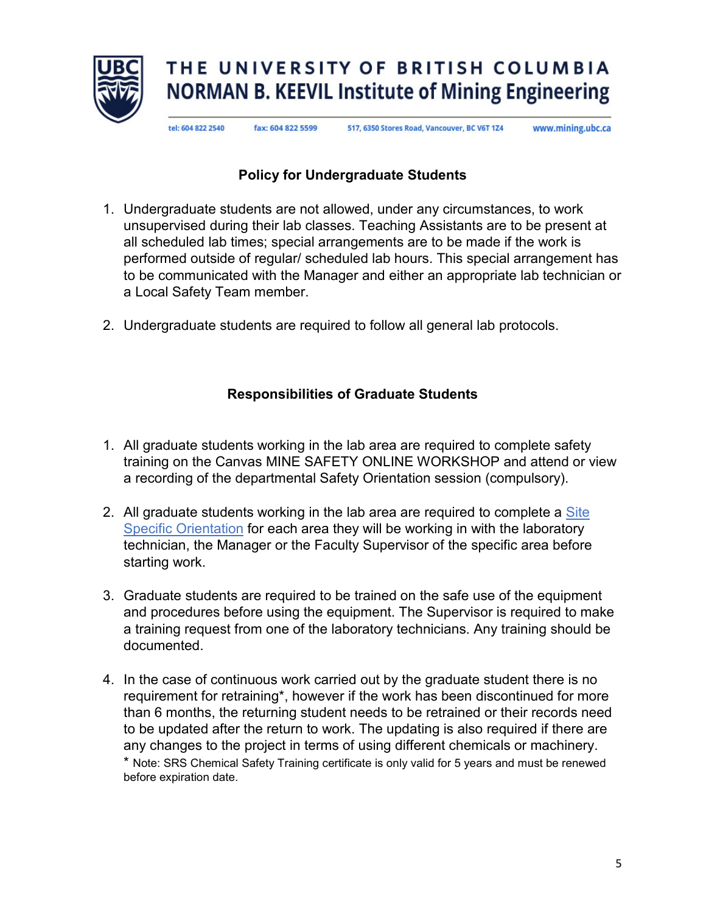## Policy for Undergraduate Students

1. Undergraduate students are not allowed, under any circumstances, to work unsupervised during their lab classes. Teaching Assistants are to be present at all scheduled lab times; special arrangements are to be made if the work is performed outside of regular/ scheduled lab hours. This special arrangement has to be communicated with the Manager and either an appropriate lab technician or a Local Safety Team member.

2. Undergraduate students are required to follow all general lab protocols.

## Responsibilities of Graduate Students

1. All graduate students working in the lab area are required to complete safety training on the Canvas MINE SAFETY ONLINE WORKSHOP and attend or view a recording of the departmental Safety Orientation session (compulsory).

2. All graduate students working in the lab area are required to complete a Site Specific Orientation for each area they will be working in with the laboratory technician, the Manager or the Faculty Supervisor of the specific area before starting work.

3. Graduate students are required to be trained on the safe use of the equipment and procedures before using the equipment. The Supervisor is required to make a training request from one of the laboratory technicians. Any training should be documented.

4. In the case of continuous work carried out by the graduate student there is no requirement for retraining*, however if the work has been discontinued for more than 6 months, the returning student needs to be retrained or their records need to be updated after the return to work. The updating is also required if there are any changes to the project in terms of using different chemicals or machinery.

   * Note: SRS Chemical Safety Training certificate is only valid for 5 years and must be renewed before expiration date.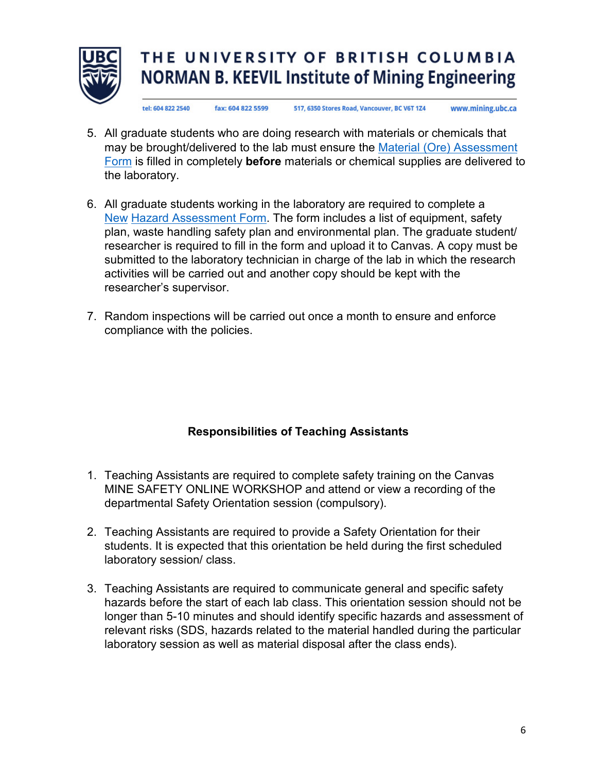5. All graduate students who are doing research with materials or chemicals that may be brought/delivered to the lab must ensure the Material (Ore) Assessment Form is filled in completely **before** materials or chemical supplies are delivered to the laboratory.

6. All graduate students working in the laboratory are required to complete a New Hazard Assessment Form. The form includes a list of equipment, safety plan, waste handling safety plan and environmental plan. The graduate student/ researcher is required to fill in the form and upload it to Canvas. A copy must be submitted to the laboratory technician in charge of the lab in which the research activities will be carried out and another copy should be kept with the researcher's supervisor.

7. Random inspections will be carried out once a month to ensure and enforce compliance with the policies.

**Responsibilities of Teaching Assistants**

1. Teaching Assistants are required to complete safety training on the Canvas MINE SAFETY ONLINE WORKSHOP and attend or view a recording of the departmental Safety Orientation session (compulsory).

2. Teaching Assistants are required to provide a Safety Orientation for their students. It is expected that this orientation be held during the first scheduled laboratory session/ class.

3. Teaching Assistants are required to communicate general and specific safety hazards before the start of each lab class. This orientation session should not be longer than 5-10 minutes and should identify specific hazards and assessment of relevant risks (SDS, hazards related to the material handled during the particular laboratory session as well as material disposal after the class ends).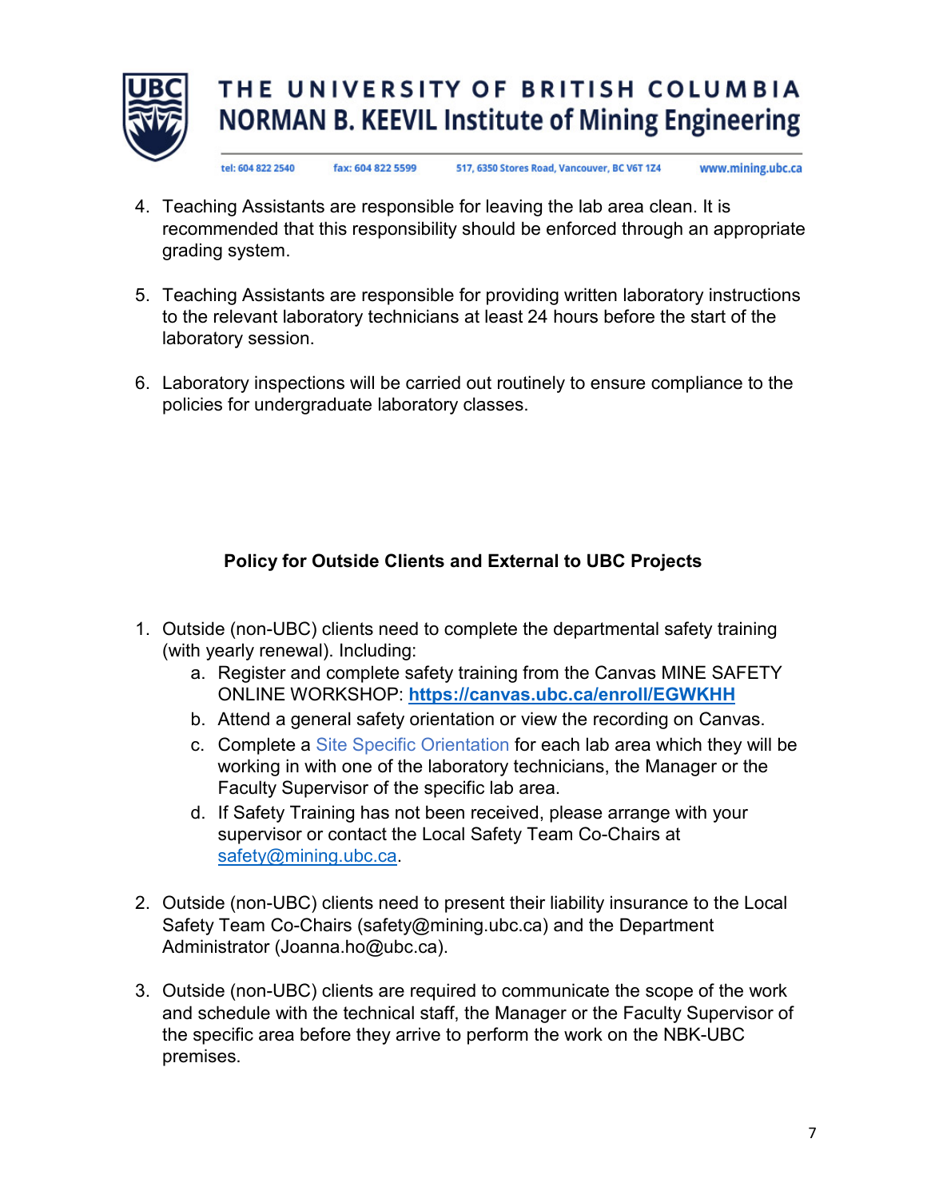4. Teaching Assistants are responsible for leaving the lab area clean. It is recommended that this responsibility should be enforced through an appropriate grading system.

5. Teaching Assistants are responsible for providing written laboratory instructions to the relevant laboratory technicians at least 24 hours before the start of the laboratory session.

6. Laboratory inspections will be carried out routinely to ensure compliance to the policies for undergraduate laboratory classes.

## Policy for Outside Clients and External to UBC Projects

1. Outside (non-UBC) clients need to complete the departmental safety training (with yearly renewal). Including:
   a. Register and complete safety training from the Canvas MINE SAFETY ONLINE WORKSHOP: **https://canvas.ubc.ca/enroll/EGWKHH**
   b. Attend a general safety orientation or view the recording on Canvas.
   c. Complete a Site Specific Orientation for each lab area which they will be working in with one of the laboratory technicians, the Manager or the Faculty Supervisor of the specific lab area.
   d. If Safety Training has not been received, please arrange with your supervisor or contact the Local Safety Team Co-Chairs at safety@mining.ubc.ca.

2. Outside (non-UBC) clients need to present their liability insurance to the Local Safety Team Co-Chairs (safety@mining.ubc.ca) and the Department Administrator (Joanna.ho@ubc.ca).

3. Outside (non-UBC) clients are required to communicate the scope of the work and schedule with the technical staff, the Manager or the Faculty Supervisor of the specific area before they arrive to perform the work on the NBK-UBC premises.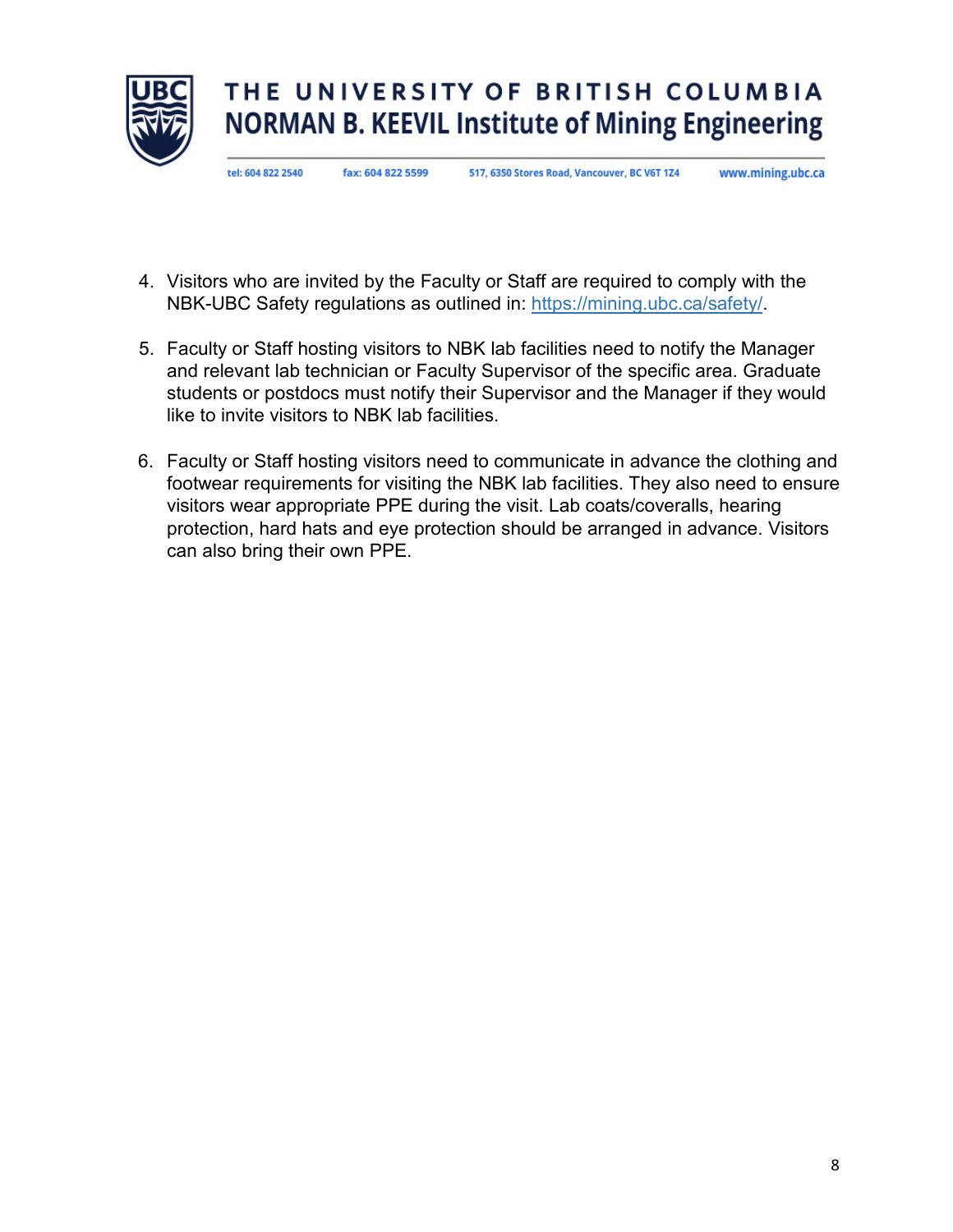4. Visitors who are invited by the Faculty or Staff are required to comply with the NBK-UBC Safety regulations as outlined in: https://mining.ubc.ca/safety/.

5. Faculty or Staff hosting visitors to NBK lab facilities need to notify the Manager and relevant lab technician or Faculty Supervisor of the specific area. Graduate students or postdocs must notify their Supervisor and the Manager if they would like to invite visitors to NBK lab facilities.

6. Faculty or Staff hosting visitors need to communicate in advance the clothing and footwear requirements for visiting the NBK lab facilities. They also need to ensure visitors wear appropriate PPE during the visit. Lab coats/coveralls, hearing protection, hard hats and eye protection should be arranged in advance. Visitors can also bring their own PPE.